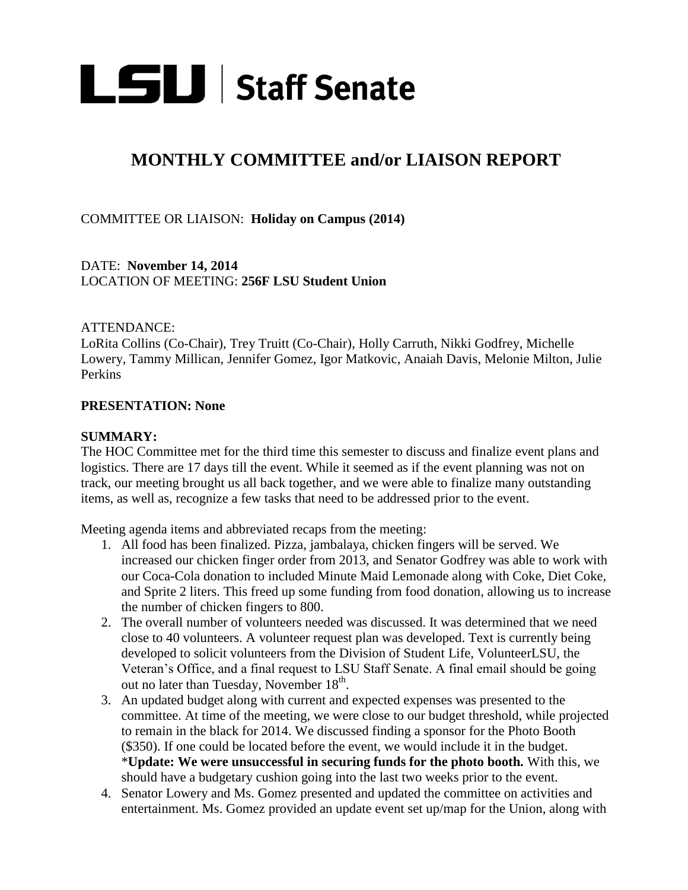# LSU | Staff Senate

## MONTHLY COMMITTEE and/or LIAISON REPORT

COMMITTEE OR LIAISON: **Holiday on Campus (2014)**

DATE: **November 14, 2014**
LOCATION OF MEETING: **256F LSU Student Union**

ATTENDANCE:
LoRita Collins (Co-Chair), Trey Truitt (Co-Chair), Holly Carruth, Nikki Godfrey, Michelle Lowery, Tammy Millican, Jennifer Gomez, Igor Matkovic, Anaiah Davis, Melonie Milton, Julie Perkins

**PRESENTATION: None**

**SUMMARY:**
The HOC Committee met for the third time this semester to discuss and finalize event plans and logistics. There are 17 days till the event. While it seemed as if the event planning was not on track, our meeting brought us all back together, and we were able to finalize many outstanding items, as well as, recognize a few tasks that need to be addressed prior to the event.

Meeting agenda items and abbreviated recaps from the meeting:

1. All food has been finalized. Pizza, jambalaya, chicken fingers will be served. We increased our chicken finger order from 2013, and Senator Godfrey was able to work with our Coca-Cola donation to included Minute Maid Lemonade along with Coke, Diet Coke, and Sprite 2 liters. This freed up some funding from food donation, allowing us to increase the number of chicken fingers to 800.
2. The overall number of volunteers needed was discussed. It was determined that we need close to 40 volunteers. A volunteer request plan was developed. Text is currently being developed to solicit volunteers from the Division of Student Life, VolunteerLSU, the Veteran's Office, and a final request to LSU Staff Senate. A final email should be going out no later than Tuesday, November 18th.
3. An updated budget along with current and expected expenses was presented to the committee. At time of the meeting, we were close to our budget threshold, while projected to remain in the black for 2014. We discussed finding a sponsor for the Photo Booth ($350). If one could be located before the event, we would include it in the budget. ***Update: We were unsuccessful in securing funds for the photo booth.** With this, we should have a budgetary cushion going into the last two weeks prior to the event.
4. Senator Lowery and Ms. Gomez presented and updated the committee on activities and entertainment. Ms. Gomez provided an update event set up/map for the Union, along with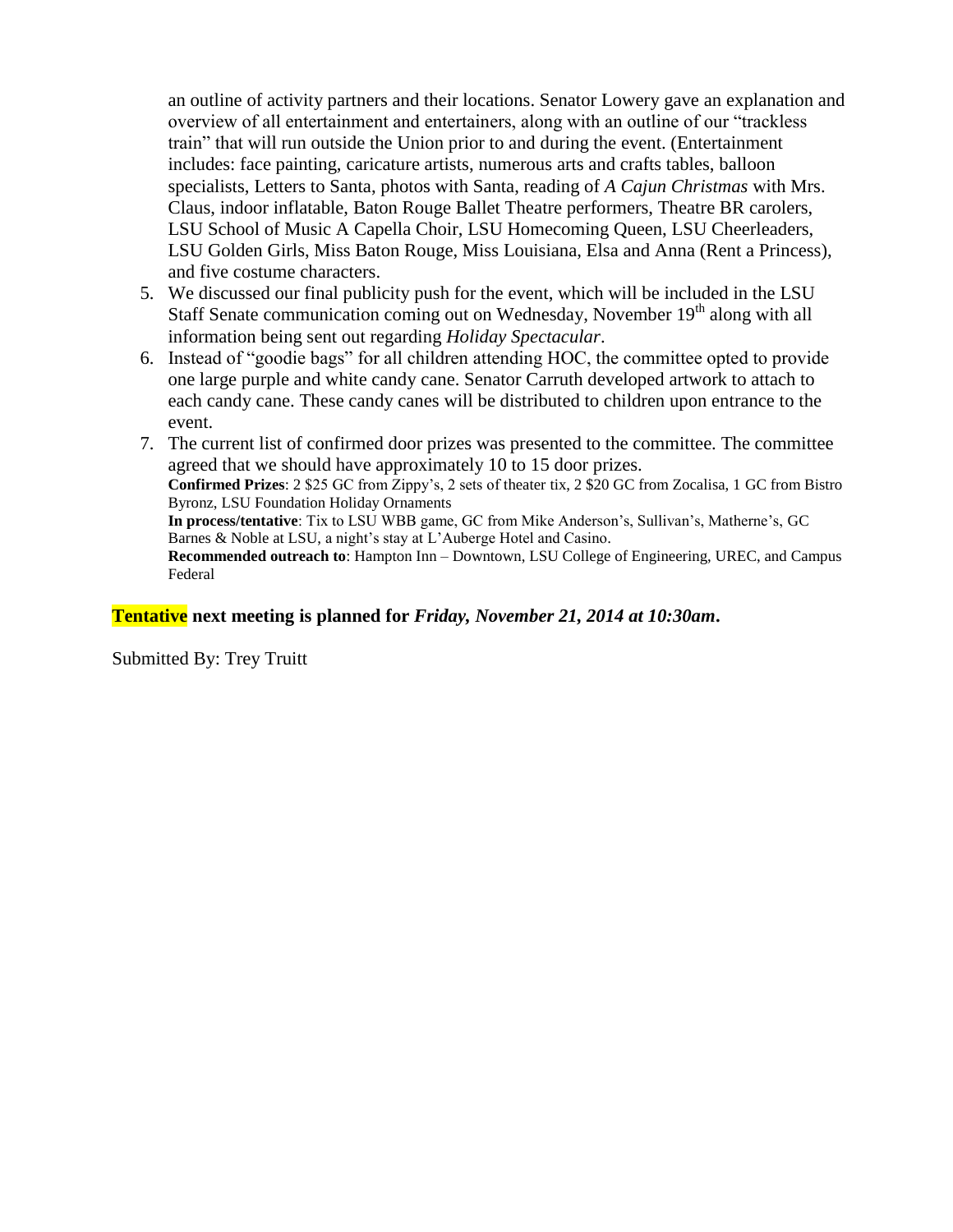an outline of activity partners and their locations. Senator Lowery gave an explanation and overview of all entertainment and entertainers, along with an outline of our "trackless train" that will run outside the Union prior to and during the event. (Entertainment includes: face painting, caricature artists, numerous arts and crafts tables, balloon specialists, Letters to Santa, photos with Santa, reading of *A Cajun Christmas* with Mrs. Claus, indoor inflatable, Baton Rouge Ballet Theatre performers, Theatre BR carolers, LSU School of Music A Capella Choir, LSU Homecoming Queen, LSU Cheerleaders, LSU Golden Girls, Miss Baton Rouge, Miss Louisiana, Elsa and Anna (Rent a Princess), and five costume characters.

5. We discussed our final publicity push for the event, which will be included in the LSU Staff Senate communication coming out on Wednesday, November 19th along with all information being sent out regarding *Holiday Spectacular*.
6. Instead of "goodie bags" for all children attending HOC, the committee opted to provide one large purple and white candy cane. Senator Carruth developed artwork to attach to each candy cane. These candy canes will be distributed to children upon entrance to the event.
7. The current list of confirmed door prizes was presented to the committee. The committee agreed that we should have approximately 10 to 15 door prizes.
   **Confirmed Prizes**: 2 $25 GC from Zippy's, 2 sets of theater tix, 2 $20 GC from Zocalisa, 1 GC from Bistro Byronz, LSU Foundation Holiday Ornaments
   **In process/tentative**: Tix to LSU WBB game, GC from Mike Anderson's, Sullivan's, Matherne's, GC Barnes & Noble at LSU, a night's stay at L'Auberge Hotel and Casino.
   **Recommended outreach to**: Hampton Inn – Downtown, LSU College of Engineering, UREC, and Campus Federal

**Tentative next meeting is planned for *Friday, November 21, 2014 at 10:30am*.**

Submitted By: Trey Truitt